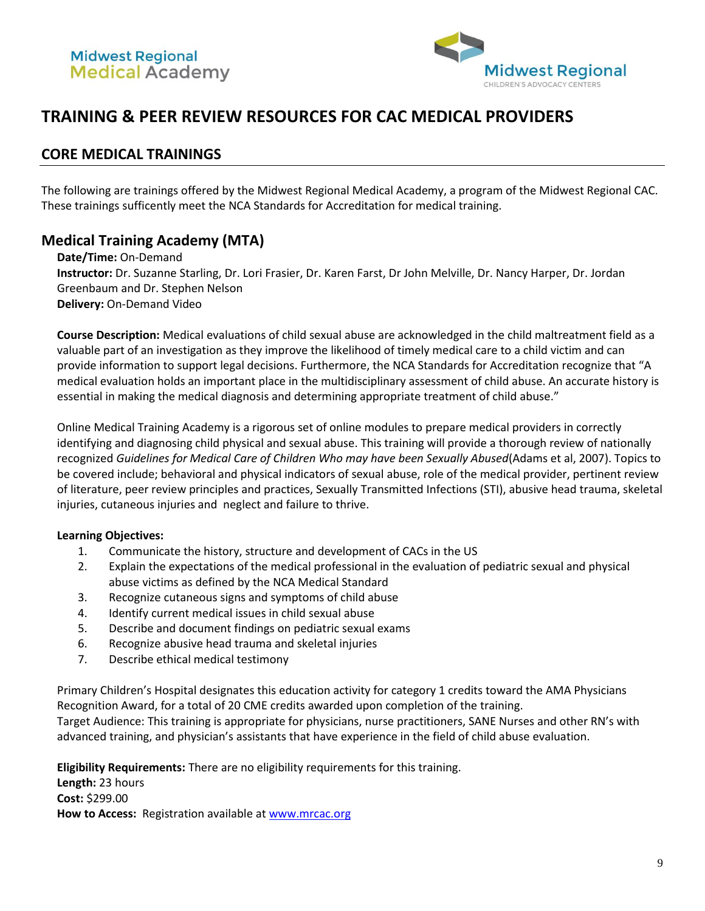Midwest Regional Medical Academy

Midwest Regional CHILDREN'S ADVOCACY CENTERS

# TRAINING & PEER REVIEW RESOURCES FOR CAC MEDICAL PROVIDERS

## CORE MEDICAL TRAININGS

The following are trainings offered by the Midwest Regional Medical Academy, a program of the Midwest Regional CAC. These trainings sufficently meet the NCA Standards for Accreditation for medical training.

### Medical Training Academy (MTA)

**Date/Time:** On-Demand
**Instructor:** Dr. Suzanne Starling, Dr. Lori Frasier, Dr. Karen Farst, Dr John Melville, Dr. Nancy Harper, Dr. Jordan Greenbaum and Dr. Stephen Nelson
**Delivery:** On-Demand Video

**Course Description:** Medical evaluations of child sexual abuse are acknowledged in the child maltreatment field as a valuable part of an investigation as they improve the likelihood of timely medical care to a child victim and can provide information to support legal decisions. Furthermore, the NCA Standards for Accreditation recognize that "A medical evaluation holds an important place in the multidisciplinary assessment of child abuse. An accurate history is essential in making the medical diagnosis and determining appropriate treatment of child abuse."

Online Medical Training Academy is a rigorous set of online modules to prepare medical providers in correctly identifying and diagnosing child physical and sexual abuse. This training will provide a thorough review of nationally recognized *Guidelines for Medical Care of Children Who may have been Sexually Abused*(Adams et al, 2007). Topics to be covered include; behavioral and physical indicators of sexual abuse, role of the medical provider, pertinent review of literature, peer review principles and practices, Sexually Transmitted Infections (STI), abusive head trauma, skeletal injuries, cutaneous injuries and neglect and failure to thrive.

**Learning Objectives:**

1. Communicate the history, structure and development of CACs in the US
2. Explain the expectations of the medical professional in the evaluation of pediatric sexual and physical abuse victims as defined by the NCA Medical Standard
3. Recognize cutaneous signs and symptoms of child abuse
4. Identify current medical issues in child sexual abuse
5. Describe and document findings on pediatric sexual exams
6. Recognize abusive head trauma and skeletal injuries
7. Describe ethical medical testimony

Primary Children's Hospital designates this education activity for category 1 credits toward the AMA Physicians Recognition Award, for a total of 20 CME credits awarded upon completion of the training.
Target Audience: This training is appropriate for physicians, nurse practitioners, SANE Nurses and other RN's with advanced training, and physician's assistants that have experience in the field of child abuse evaluation.

**Eligibility Requirements:** There are no eligibility requirements for this training.
**Length:** 23 hours
**Cost:** $299.00
**How to Access:** Registration available at www.mrcac.org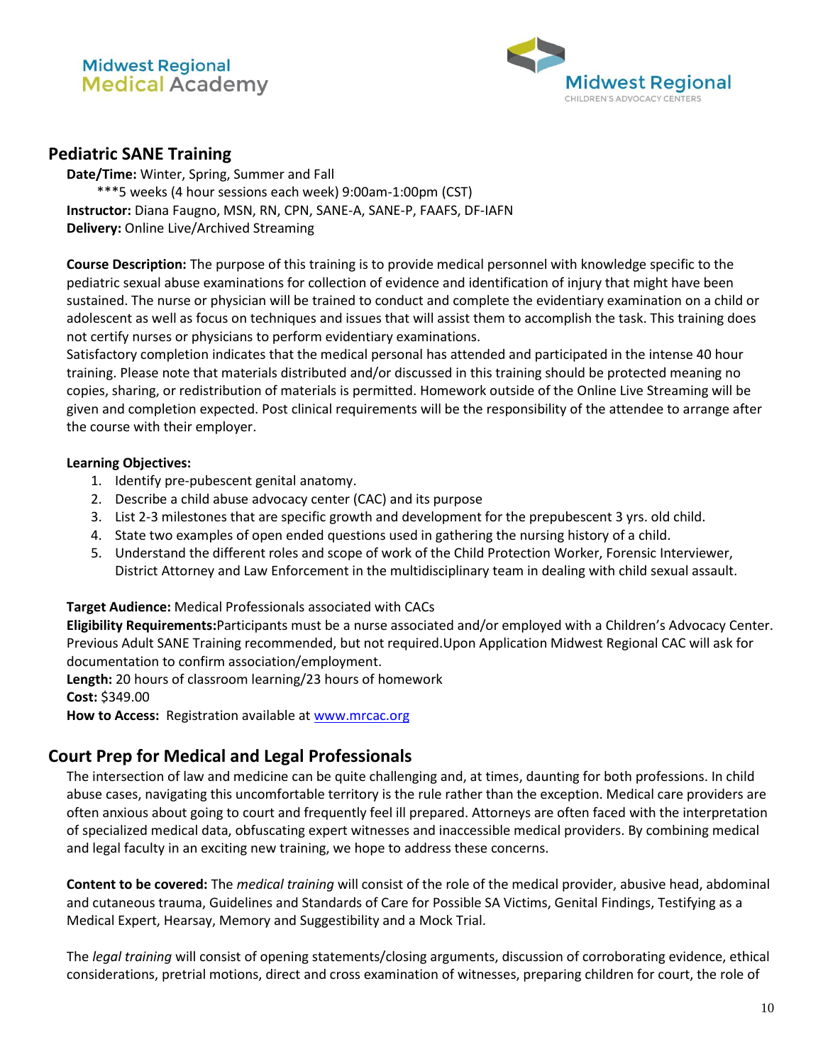Midwest Regional Medical Academy

Midwest Regional CHILDREN'S ADVOCACY CENTERS

## Pediatric SANE Training

**Date/Time:** Winter, Spring, Summer and Fall
***5 weeks (4 hour sessions each week) 9:00am-1:00pm (CST)
**Instructor:** Diana Faugno, MSN, RN, CPN, SANE-A, SANE-P, FAAFS, DF-IAFN
**Delivery:** Online Live/Archived Streaming

**Course Description:** The purpose of this training is to provide medical personnel with knowledge specific to the pediatric sexual abuse examinations for collection of evidence and identification of injury that might have been sustained. The nurse or physician will be trained to conduct and complete the evidentiary examination on a child or adolescent as well as focus on techniques and issues that will assist them to accomplish the task. This training does not certify nurses or physicians to perform evidentiary examinations.
Satisfactory completion indicates that the medical personal has attended and participated in the intense 40 hour training. Please note that materials distributed and/or discussed in this training should be protected meaning no copies, sharing, or redistribution of materials is permitted. Homework outside of the Online Live Streaming will be given and completion expected. Post clinical requirements will be the responsibility of the attendee to arrange after the course with their employer.

**Learning Objectives:**

1. Identify pre-pubescent genital anatomy.
2. Describe a child abuse advocacy center (CAC) and its purpose
3. List 2-3 milestones that are specific growth and development for the prepubescent 3 yrs. old child.
4. State two examples of open ended questions used in gathering the nursing history of a child.
5. Understand the different roles and scope of work of the Child Protection Worker, Forensic Interviewer, District Attorney and Law Enforcement in the multidisciplinary team in dealing with child sexual assault.

**Target Audience:** Medical Professionals associated with CACs
**Eligibility Requirements:**Participants must be a nurse associated and/or employed with a Children's Advocacy Center. Previous Adult SANE Training recommended, but not required.Upon Application Midwest Regional CAC will ask for documentation to confirm association/employment.
**Length:** 20 hours of classroom learning/23 hours of homework
**Cost:** $349.00
**How to Access:** Registration available at [www.mrcac.org](www.mrcac.org)

## Court Prep for Medical and Legal Professionals

The intersection of law and medicine can be quite challenging and, at times, daunting for both professions. In child abuse cases, navigating this uncomfortable territory is the rule rather than the exception. Medical care providers are often anxious about going to court and frequently feel ill prepared. Attorneys are often faced with the interpretation of specialized medical data, obfuscating expert witnesses and inaccessible medical providers. By combining medical and legal faculty in an exciting new training, we hope to address these concerns.

**Content to be covered:** The *medical training* will consist of the role of the medical provider, abusive head, abdominal and cutaneous trauma, Guidelines and Standards of Care for Possible SA Victims, Genital Findings, Testifying as a Medical Expert, Hearsay, Memory and Suggestibility and a Mock Trial.

The *legal training* will consist of opening statements/closing arguments, discussion of corroborating evidence, ethical considerations, pretrial motions, direct and cross examination of witnesses, preparing children for court, the role of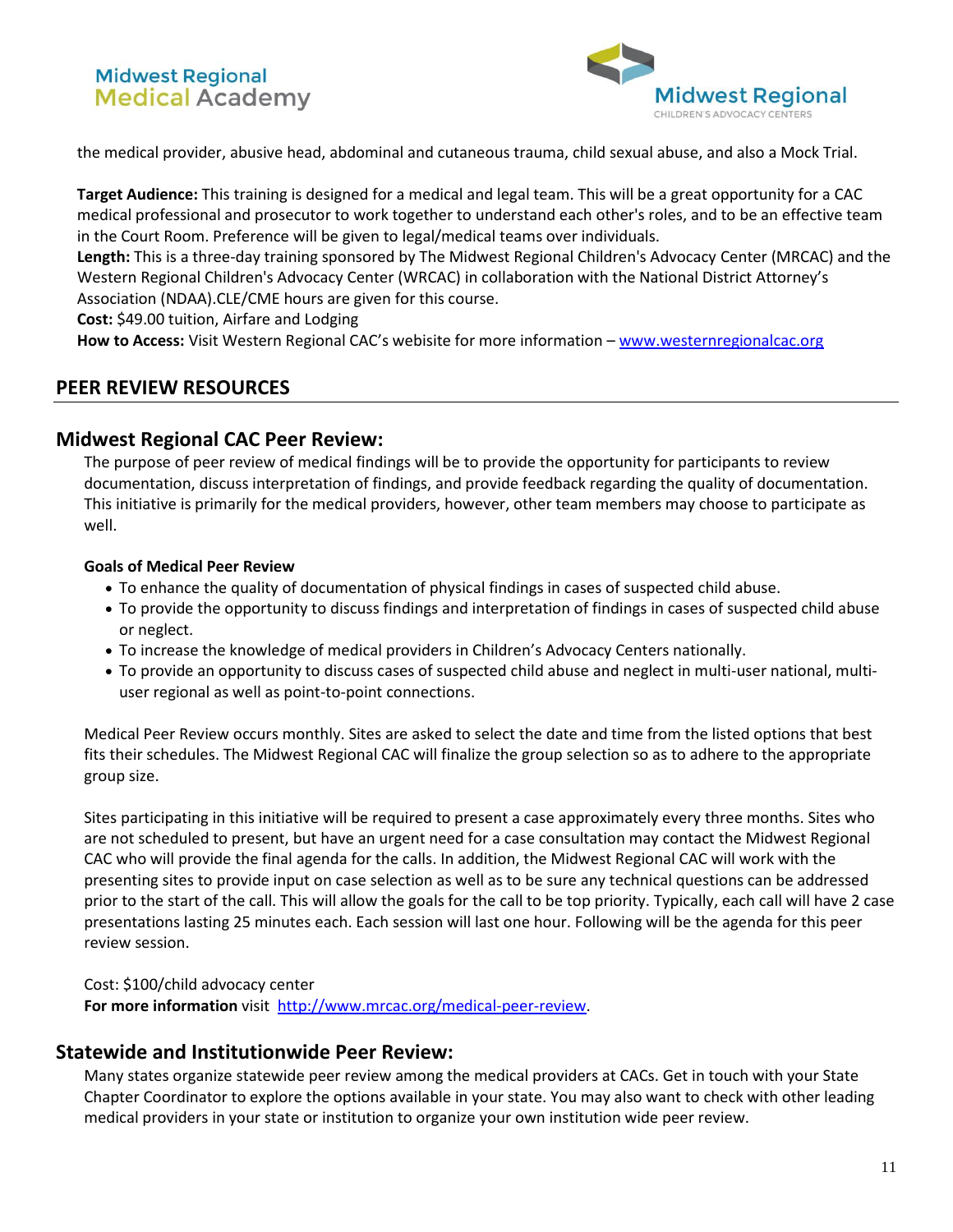the medical provider, abusive head, abdominal and cutaneous trauma, child sexual abuse, and also a Mock Trial.

**Target Audience:** This training is designed for a medical and legal team. This will be a great opportunity for a CAC medical professional and prosecutor to work together to understand each other's roles, and to be an effective team in the Court Room. Preference will be given to legal/medical teams over individuals.
**Length:** This is a three-day training sponsored by The Midwest Regional Children's Advocacy Center (MRCAC) and the Western Regional Children's Advocacy Center (WRCAC) in collaboration with the National District Attorney's Association (NDAA).CLE/CME hours are given for this course.
**Cost:** $49.00 tuition, Airfare and Lodging
**How to Access:** Visit Western Regional CAC's webisite for more information – [www.westernregionalcac.org](http://www.westernregionalcac.org)

## PEER REVIEW RESOURCES

### Midwest Regional CAC Peer Review:

The purpose of peer review of medical findings will be to provide the opportunity for participants to review documentation, discuss interpretation of findings, and provide feedback regarding the quality of documentation. This initiative is primarily for the medical providers, however, other team members may choose to participate as well.

**Goals of Medical Peer Review**

- To enhance the quality of documentation of physical findings in cases of suspected child abuse.
- To provide the opportunity to discuss findings and interpretation of findings in cases of suspected child abuse or neglect.
- To increase the knowledge of medical providers in Children's Advocacy Centers nationally.
- To provide an opportunity to discuss cases of suspected child abuse and neglect in multi-user national, multi-user regional as well as point-to-point connections.

Medical Peer Review occurs monthly. Sites are asked to select the date and time from the listed options that best fits their schedules. The Midwest Regional CAC will finalize the group selection so as to adhere to the appropriate group size.

Sites participating in this initiative will be required to present a case approximately every three months. Sites who are not scheduled to present, but have an urgent need for a case consultation may contact the Midwest Regional CAC who will provide the final agenda for the calls. In addition, the Midwest Regional CAC will work with the presenting sites to provide input on case selection as well as to be sure any technical questions can be addressed prior to the start of the call. This will allow the goals for the call to be top priority. Typically, each call will have 2 case presentations lasting 25 minutes each. Each session will last one hour. Following will be the agenda for this peer review session.

Cost: $100/child advocacy center
**For more information** visit [http://www.mrcac.org/medical-peer-review](http://www.mrcac.org/medical-peer-review).

### Statewide and Institutionwide Peer Review:

Many states organize statewide peer review among the medical providers at CACs. Get in touch with your State Chapter Coordinator to explore the options available in your state. You may also want to check with other leading medical providers in your state or institution to organize your own institution wide peer review.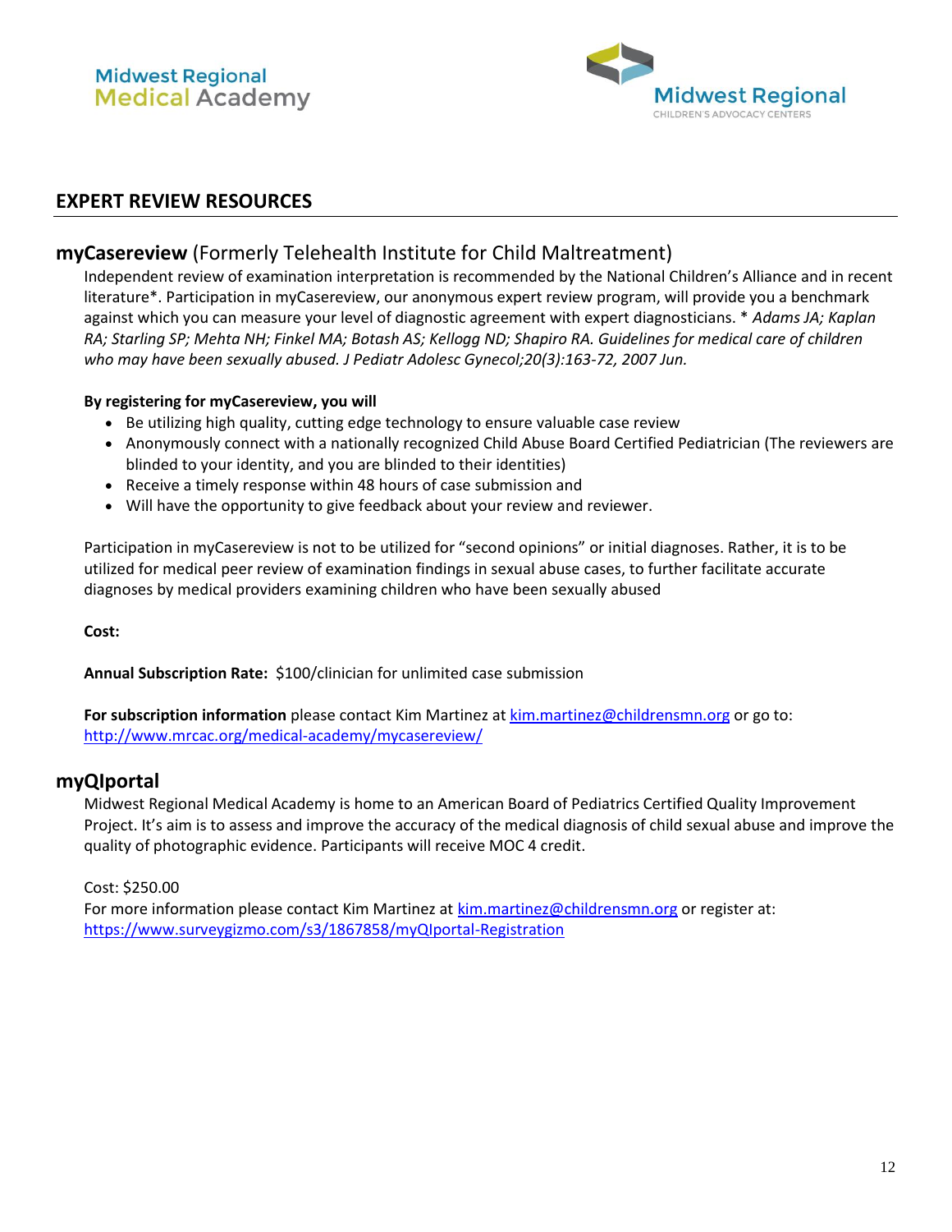Midwest Regional Medical Academy

Midwest Regional CHILDREN'S ADVOCACY CENTERS

## EXPERT REVIEW RESOURCES

### **myCasereview** (Formerly Telehealth Institute for Child Maltreatment)

Independent review of examination interpretation is recommended by the National Children's Alliance and in recent literature*. Participation in myCasereview, our anonymous expert review program, will provide you a benchmark against which you can measure your level of diagnostic agreement with expert diagnosticians. * *Adams JA; Kaplan RA; Starling SP; Mehta NH; Finkel MA; Botash AS; Kellogg ND; Shapiro RA. Guidelines for medical care of children who may have been sexually abused. J Pediatr Adolesc Gynecol;20(3):163-72, 2007 Jun.*

**By registering for myCasereview, you will**

- Be utilizing high quality, cutting edge technology to ensure valuable case review
- Anonymously connect with a nationally recognized Child Abuse Board Certified Pediatrician (The reviewers are blinded to your identity, and you are blinded to their identities)
- Receive a timely response within 48 hours of case submission and
- Will have the opportunity to give feedback about your review and reviewer.

Participation in myCasereview is not to be utilized for "second opinions" or initial diagnoses. Rather, it is to be utilized for medical peer review of examination findings in sexual abuse cases, to further facilitate accurate diagnoses by medical providers examining children who have been sexually abused

**Cost:**

**Annual Subscription Rate:** $100/clinician for unlimited case submission

**For subscription information** please contact Kim Martinez at kim.martinez@childrensmn.org or go to: http://www.mrcac.org/medical-academy/mycasereview/

### **myQIportal**

Midwest Regional Medical Academy is home to an American Board of Pediatrics Certified Quality Improvement Project. It's aim is to assess and improve the accuracy of the medical diagnosis of child sexual abuse and improve the quality of photographic evidence. Participants will receive MOC 4 credit.

Cost: $250.00
For more information please contact Kim Martinez at kim.martinez@childrensmn.org or register at: https://www.surveygizmo.com/s3/1867858/myQIportal-Registration